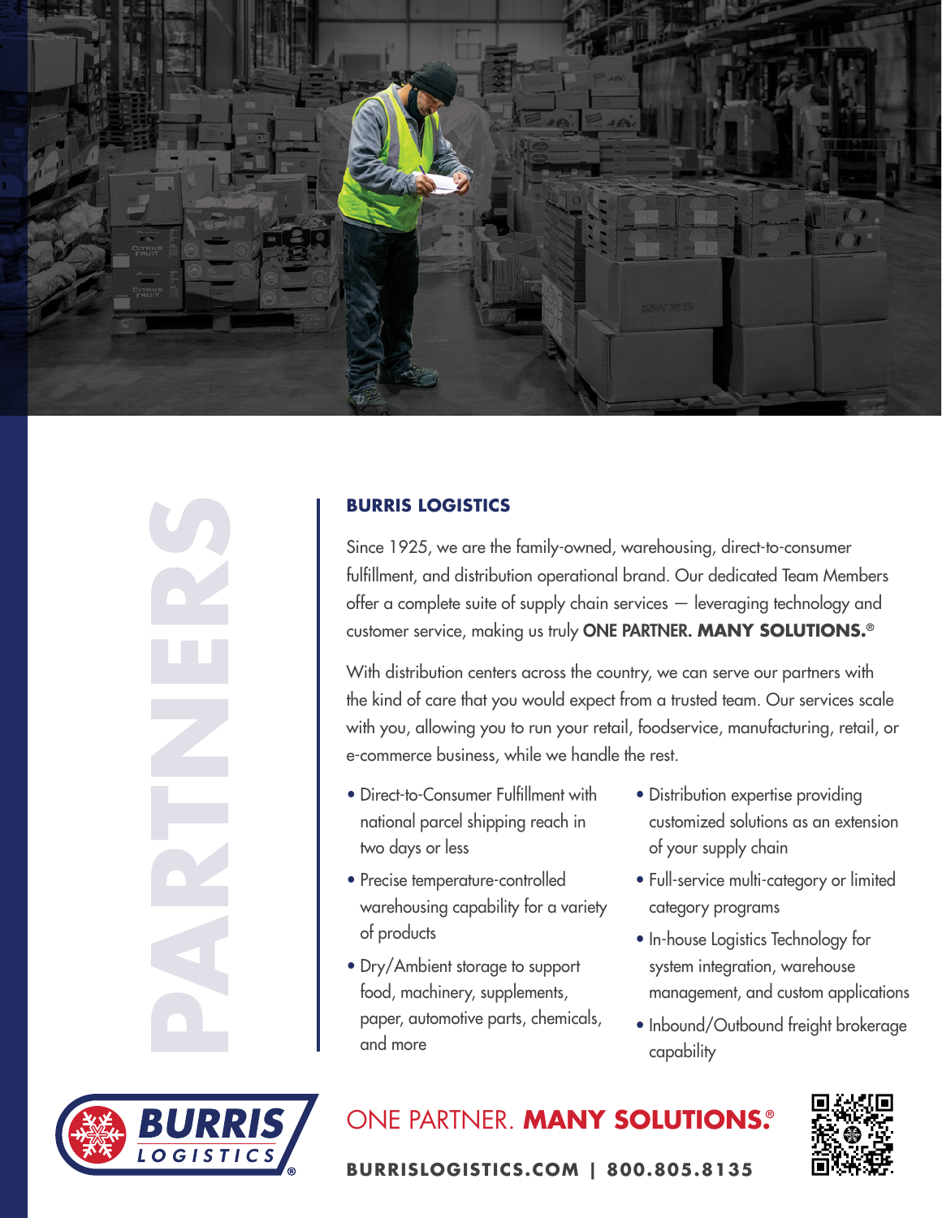PARTNERS

## BURRIS LOGISTICS

Since 1925, we are the family-owned, warehousing, direct-to-consumer fulfillment, and distribution operational brand. Our dedicated Team Members offer a complete suite of supply chain services — leveraging technology and customer service, making us truly **ONE PARTNER. MANY SOLUTIONS.®**

With distribution centers across the country, we can serve our partners with the kind of care that you would expect from a trusted team. Our services scale with you, allowing you to run your retail, foodservice, manufacturing, retail, or e-commerce business, while we handle the rest.

- Direct-to-Consumer Fulfillment with national parcel shipping reach in two days or less
- Precise temperature-controlled warehousing capability for a variety of products
- Dry/Ambient storage to support food, machinery, supplements, paper, automotive parts, chemicals, and more
- Distribution expertise providing customized solutions as an extension of your supply chain
- Full-service multi-category or limited category programs
- In-house Logistics Technology for system integration, warehouse management, and custom applications
- Inbound/Outbound freight brokerage capability

BURRIS LOGISTICS

ONE PARTNER. **MANY SOLUTIONS.®**

**BURRISLOGISTICS.COM | 800.805.8135**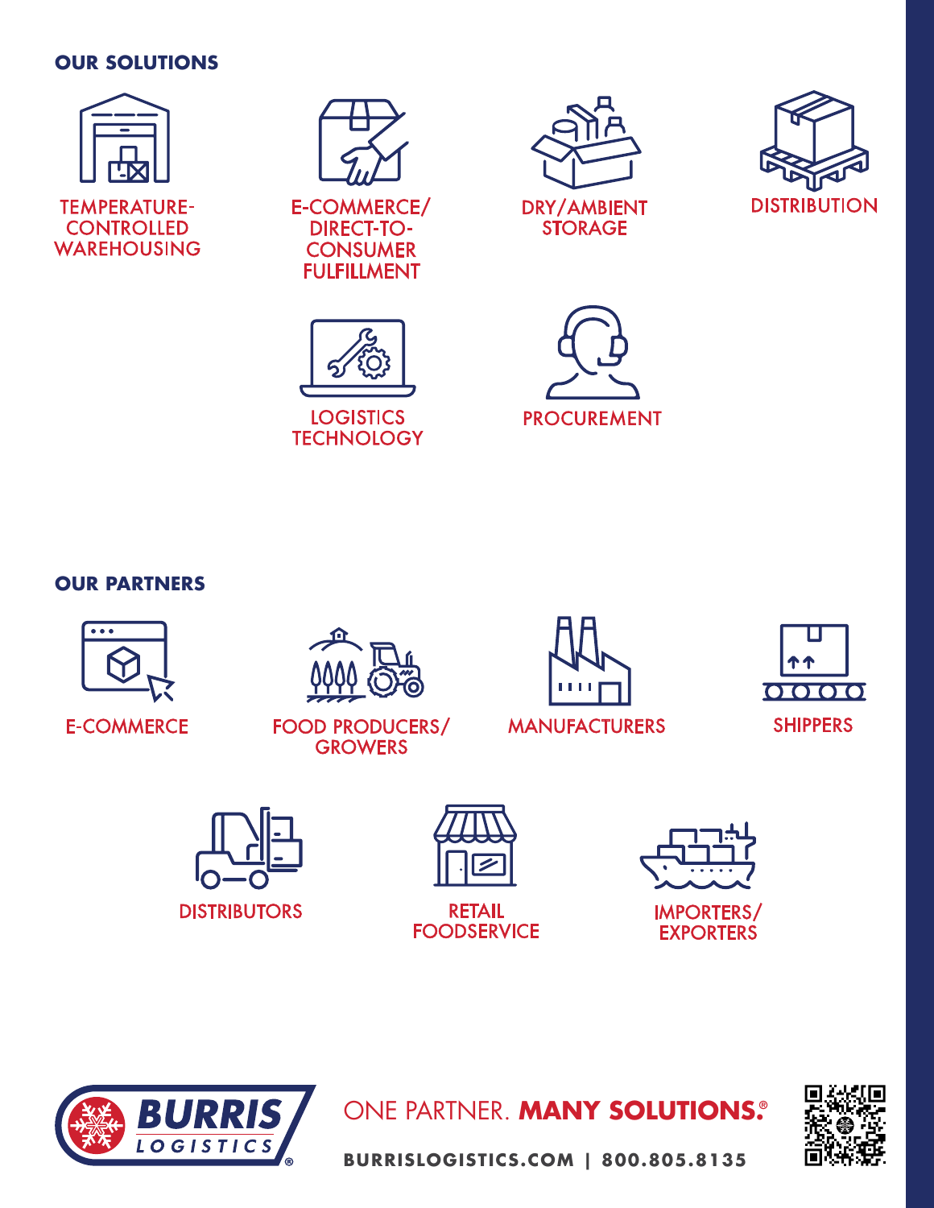## OUR SOLUTIONS

- TEMPERATURE-CONTROLLED WAREHOUSING
- E-COMMERCE/DIRECT-TO-CONSUMER FULFILLMENT
- DRY/AMBIENT STORAGE
- DISTRIBUTION
- LOGISTICS TECHNOLOGY
- PROCUREMENT

## OUR PARTNERS

- E-COMMERCE
- FOOD PRODUCERS/GROWERS
- MANUFACTURERS
- SHIPPERS
- DISTRIBUTORS
- RETAIL FOODSERVICE
- IMPORTERS/EXPORTERS

BURRIS LOGISTICS®

ONE PARTNER. **MANY SOLUTIONS.**®

**BURRISLOGISTICS.COM | 800.805.8135**